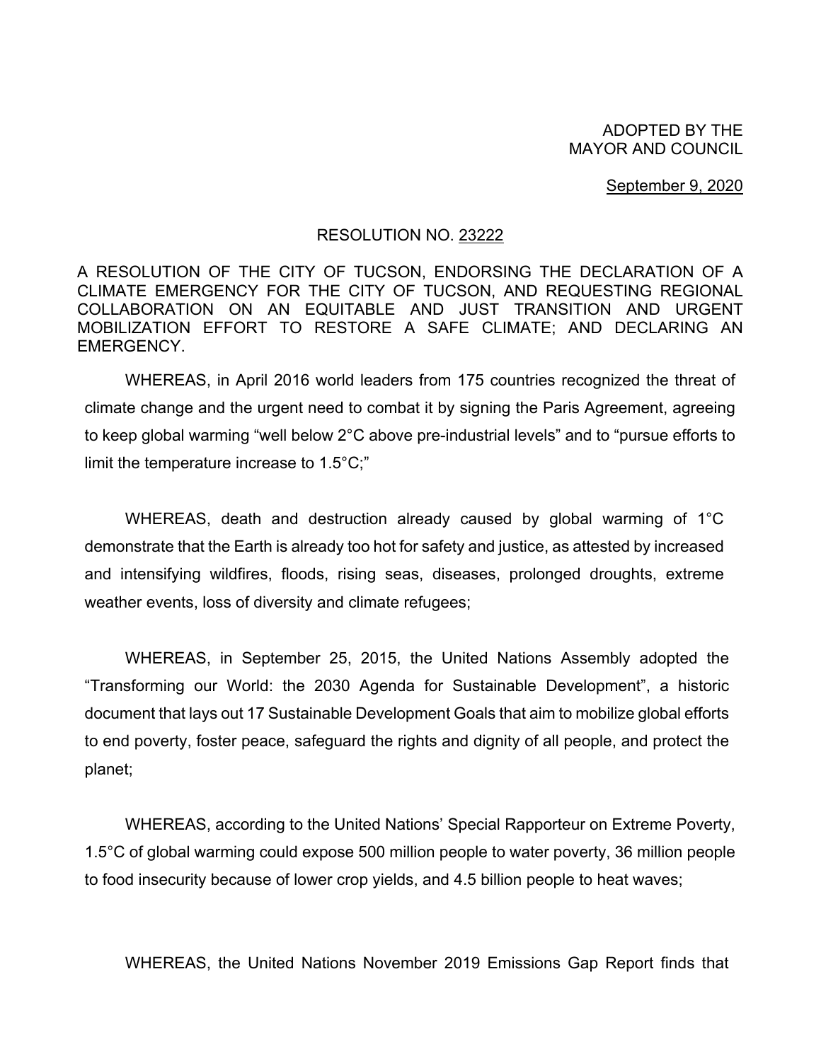ADOPTED BY THE
MAYOR AND COUNCIL

September 9, 2020

RESOLUTION NO. 23222

A RESOLUTION OF THE CITY OF TUCSON, ENDORSING THE DECLARATION OF A CLIMATE EMERGENCY FOR THE CITY OF TUCSON, AND REQUESTING REGIONAL COLLABORATION ON AN EQUITABLE AND JUST TRANSITION AND URGENT MOBILIZATION EFFORT TO RESTORE A SAFE CLIMATE; AND DECLARING AN EMERGENCY.

WHEREAS, in April 2016 world leaders from 175 countries recognized the threat of climate change and the urgent need to combat it by signing the Paris Agreement, agreeing to keep global warming "well below 2°C above pre-industrial levels" and to "pursue efforts to limit the temperature increase to 1.5°C;"

WHEREAS, death and destruction already caused by global warming of 1°C demonstrate that the Earth is already too hot for safety and justice, as attested by increased and intensifying wildfires, floods, rising seas, diseases, prolonged droughts, extreme weather events, loss of diversity and climate refugees;

WHEREAS, in September 25, 2015, the United Nations Assembly adopted the "Transforming our World: the 2030 Agenda for Sustainable Development", a historic document that lays out 17 Sustainable Development Goals that aim to mobilize global efforts to end poverty, foster peace, safeguard the rights and dignity of all people, and protect the planet;

WHEREAS, according to the United Nations' Special Rapporteur on Extreme Poverty, 1.5°C of global warming could expose 500 million people to water poverty, 36 million people to food insecurity because of lower crop yields, and 4.5 billion people to heat waves;

WHEREAS, the United Nations November 2019 Emissions Gap Report finds that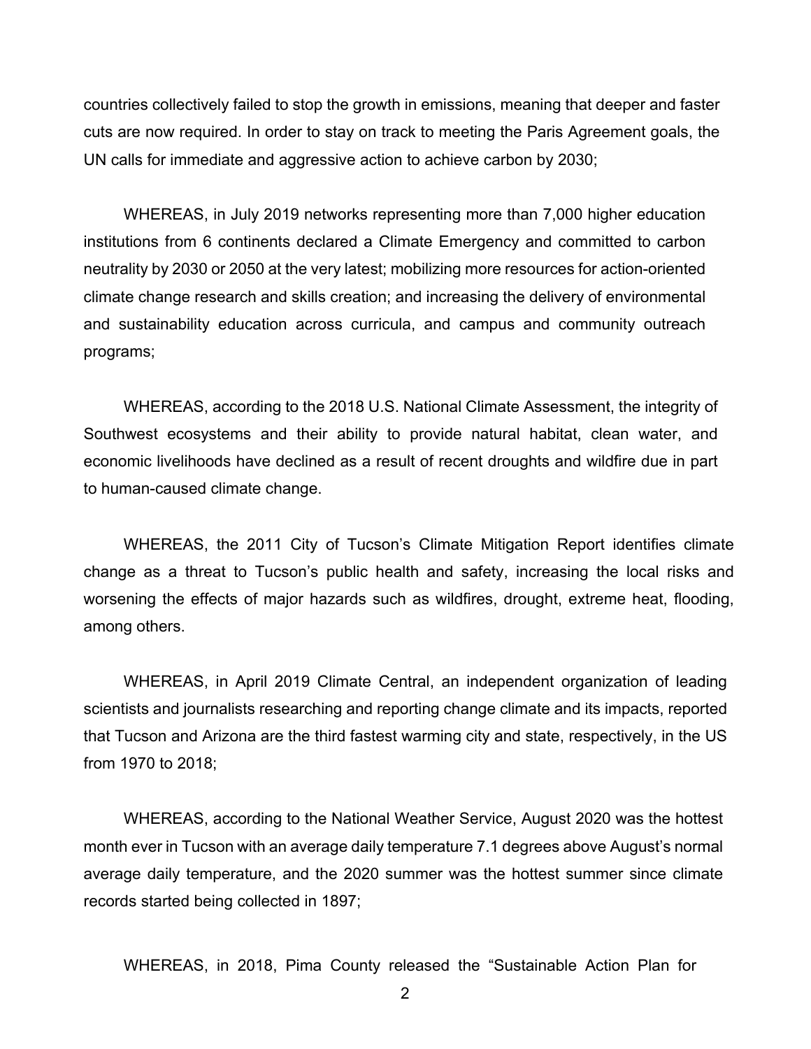countries collectively failed to stop the growth in emissions, meaning that deeper and faster cuts are now required. In order to stay on track to meeting the Paris Agreement goals, the UN calls for immediate and aggressive action to achieve carbon by 2030;

WHEREAS, in July 2019 networks representing more than 7,000 higher education institutions from 6 continents declared a Climate Emergency and committed to carbon neutrality by 2030 or 2050 at the very latest; mobilizing more resources for action-oriented climate change research and skills creation; and increasing the delivery of environmental and sustainability education across curricula, and campus and community outreach programs;

WHEREAS, according to the 2018 U.S. National Climate Assessment, the integrity of Southwest ecosystems and their ability to provide natural habitat, clean water, and economic livelihoods have declined as a result of recent droughts and wildfire due in part to human-caused climate change.

WHEREAS, the 2011 City of Tucson's Climate Mitigation Report identifies climate change as a threat to Tucson's public health and safety, increasing the local risks and worsening the effects of major hazards such as wildfires, drought, extreme heat, flooding, among others.

WHEREAS, in April 2019 Climate Central, an independent organization of leading scientists and journalists researching and reporting change climate and its impacts, reported that Tucson and Arizona are the third fastest warming city and state, respectively, in the US from 1970 to 2018;

WHEREAS, according to the National Weather Service, August 2020 was the hottest month ever in Tucson with an average daily temperature 7.1 degrees above August's normal average daily temperature, and the 2020 summer was the hottest summer since climate records started being collected in 1897;

WHEREAS, in 2018, Pima County released the "Sustainable Action Plan for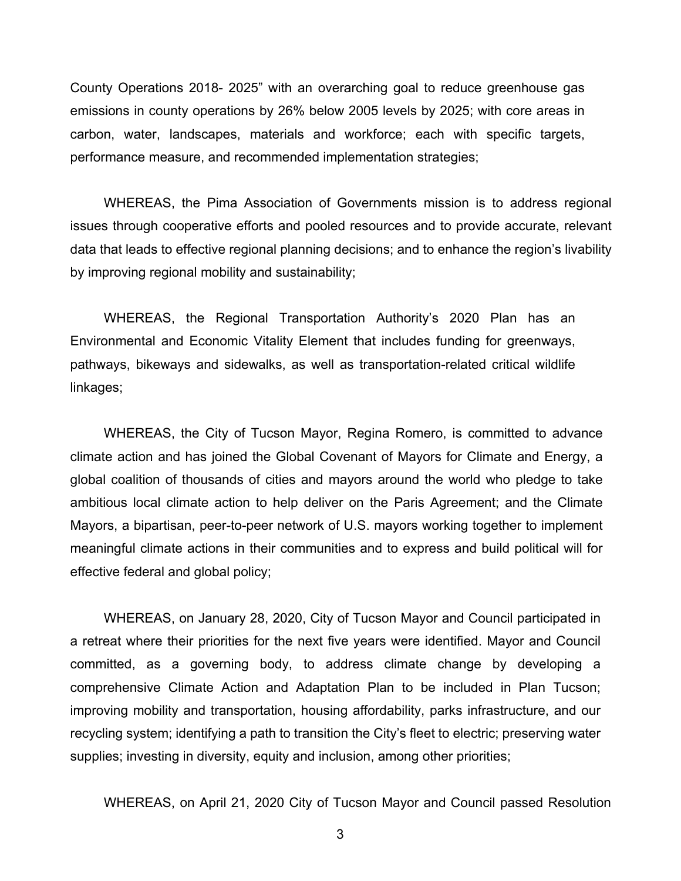County Operations 2018- 2025" with an overarching goal to reduce greenhouse gas emissions in county operations by 26% below 2005 levels by 2025; with core areas in carbon, water, landscapes, materials and workforce; each with specific targets, performance measure, and recommended implementation strategies;

WHEREAS, the Pima Association of Governments mission is to address regional issues through cooperative efforts and pooled resources and to provide accurate, relevant data that leads to effective regional planning decisions; and to enhance the region's livability by improving regional mobility and sustainability;

WHEREAS, the Regional Transportation Authority's 2020 Plan has an Environmental and Economic Vitality Element that includes funding for greenways, pathways, bikeways and sidewalks, as well as transportation-related critical wildlife linkages;

WHEREAS, the City of Tucson Mayor, Regina Romero, is committed to advance climate action and has joined the Global Covenant of Mayors for Climate and Energy, a global coalition of thousands of cities and mayors around the world who pledge to take ambitious local climate action to help deliver on the Paris Agreement; and the Climate Mayors, a bipartisan, peer-to-peer network of U.S. mayors working together to implement meaningful climate actions in their communities and to express and build political will for effective federal and global policy;

WHEREAS, on January 28, 2020, City of Tucson Mayor and Council participated in a retreat where their priorities for the next five years were identified. Mayor and Council committed, as a governing body, to address climate change by developing a comprehensive Climate Action and Adaptation Plan to be included in Plan Tucson; improving mobility and transportation, housing affordability, parks infrastructure, and our recycling system; identifying a path to transition the City's fleet to electric; preserving water supplies; investing in diversity, equity and inclusion, among other priorities;

WHEREAS, on April 21, 2020 City of Tucson Mayor and Council passed Resolution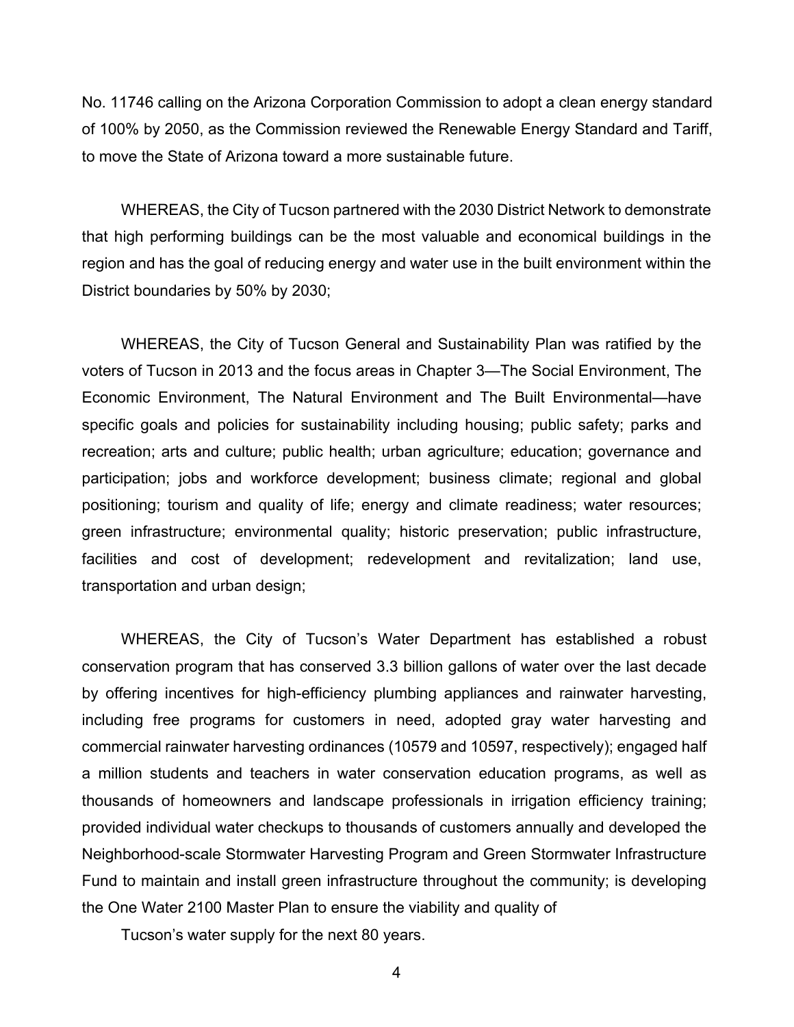No. 11746 calling on the Arizona Corporation Commission to adopt a clean energy standard of 100% by 2050, as the Commission reviewed the Renewable Energy Standard and Tariff, to move the State of Arizona toward a more sustainable future.

WHEREAS, the City of Tucson partnered with the 2030 District Network to demonstrate that high performing buildings can be the most valuable and economical buildings in the region and has the goal of reducing energy and water use in the built environment within the District boundaries by 50% by 2030;

WHEREAS, the City of Tucson General and Sustainability Plan was ratified by the voters of Tucson in 2013 and the focus areas in Chapter 3—The Social Environment, The Economic Environment, The Natural Environment and The Built Environmental—have specific goals and policies for sustainability including housing; public safety; parks and recreation; arts and culture; public health; urban agriculture; education; governance and participation; jobs and workforce development; business climate; regional and global positioning; tourism and quality of life; energy and climate readiness; water resources; green infrastructure; environmental quality; historic preservation; public infrastructure, facilities and cost of development; redevelopment and revitalization; land use, transportation and urban design;

WHEREAS, the City of Tucson's Water Department has established a robust conservation program that has conserved 3.3 billion gallons of water over the last decade by offering incentives for high-efficiency plumbing appliances and rainwater harvesting, including free programs for customers in need, adopted gray water harvesting and commercial rainwater harvesting ordinances (10579 and 10597, respectively); engaged half a million students and teachers in water conservation education programs, as well as thousands of homeowners and landscape professionals in irrigation efficiency training; provided individual water checkups to thousands of customers annually and developed the Neighborhood-scale Stormwater Harvesting Program and Green Stormwater Infrastructure Fund to maintain and install green infrastructure throughout the community; is developing the One Water 2100 Master Plan to ensure the viability and quality of Tucson's water supply for the next 80 years.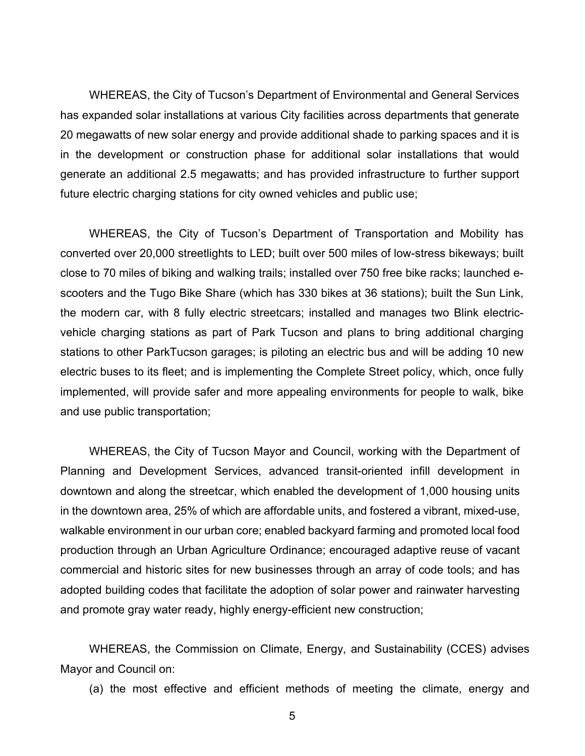WHEREAS, the City of Tucson's Department of Environmental and General Services has expanded solar installations at various City facilities across departments that generate 20 megawatts of new solar energy and provide additional shade to parking spaces and it is in the development or construction phase for additional solar installations that would generate an additional 2.5 megawatts; and has provided infrastructure to further support future electric charging stations for city owned vehicles and public use;

WHEREAS, the City of Tucson's Department of Transportation and Mobility has converted over 20,000 streetlights to LED; built over 500 miles of low-stress bikeways; built close to 70 miles of biking and walking trails; installed over 750 free bike racks; launched e-scooters and the Tugo Bike Share (which has 330 bikes at 36 stations); built the Sun Link, the modern car, with 8 fully electric streetcars; installed and manages two Blink electric-vehicle charging stations as part of Park Tucson and plans to bring additional charging stations to other ParkTucson garages; is piloting an electric bus and will be adding 10 new electric buses to its fleet; and is implementing the Complete Street policy, which, once fully implemented, will provide safer and more appealing environments for people to walk, bike and use public transportation;

WHEREAS, the City of Tucson Mayor and Council, working with the Department of Planning and Development Services, advanced transit-oriented infill development in downtown and along the streetcar, which enabled the development of 1,000 housing units in the downtown area, 25% of which are affordable units, and fostered a vibrant, mixed-use, walkable environment in our urban core; enabled backyard farming and promoted local food production through an Urban Agriculture Ordinance; encouraged adaptive reuse of vacant commercial and historic sites for new businesses through an array of code tools; and has adopted building codes that facilitate the adoption of solar power and rainwater harvesting and promote gray water ready, highly energy-efficient new construction;

WHEREAS, the Commission on Climate, Energy, and Sustainability (CCES) advises Mayor and Council on:

(a) the most effective and efficient methods of meeting the climate, energy and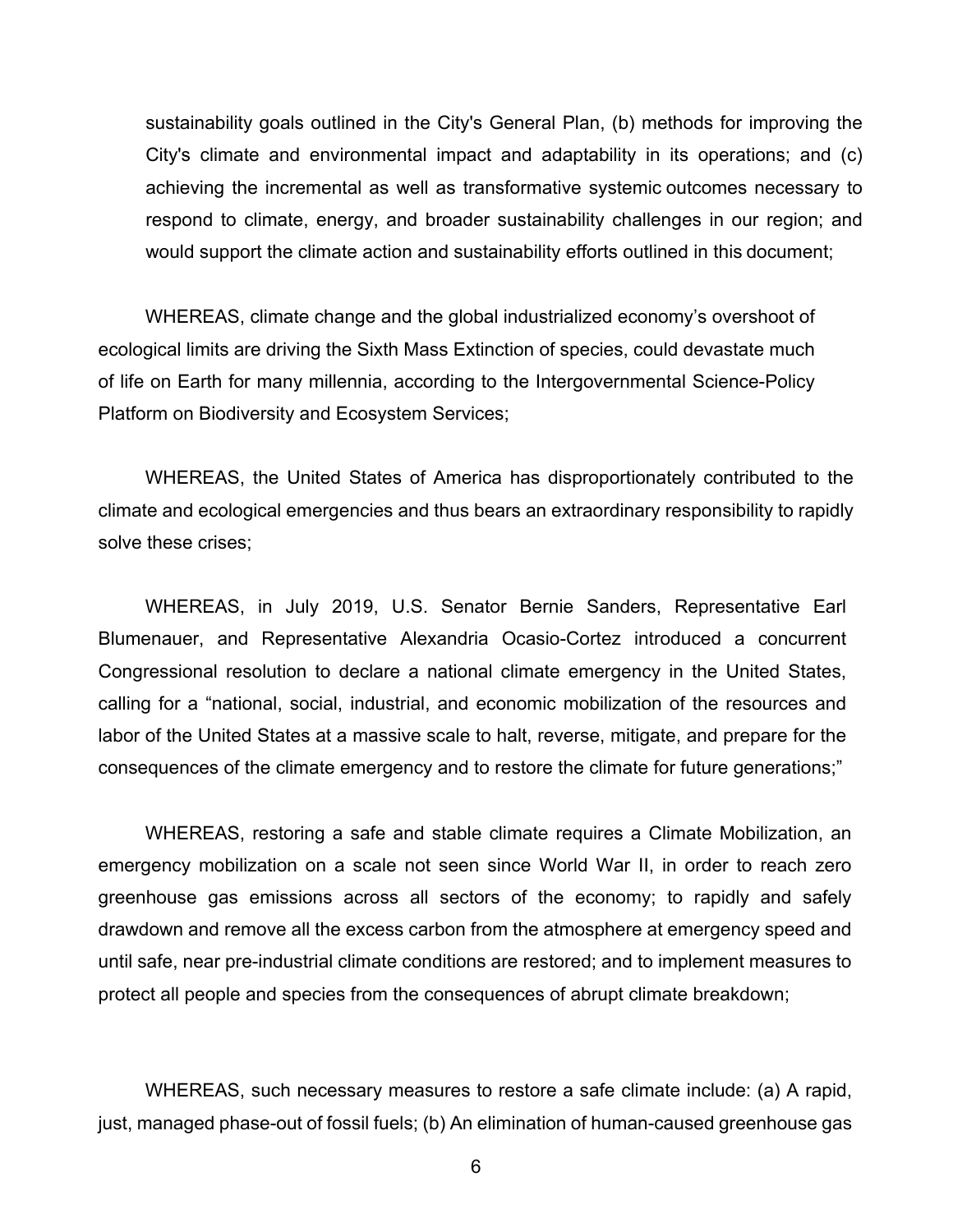sustainability goals outlined in the City's General Plan, (b) methods for improving the City's climate and environmental impact and adaptability in its operations; and (c) achieving the incremental as well as transformative systemic outcomes necessary to respond to climate, energy, and broader sustainability challenges in our region; and would support the climate action and sustainability efforts outlined in this document;

WHEREAS, climate change and the global industrialized economy's overshoot of ecological limits are driving the Sixth Mass Extinction of species, could devastate much of life on Earth for many millennia, according to the Intergovernmental Science-Policy Platform on Biodiversity and Ecosystem Services;

WHEREAS, the United States of America has disproportionately contributed to the climate and ecological emergencies and thus bears an extraordinary responsibility to rapidly solve these crises;

WHEREAS, in July 2019, U.S. Senator Bernie Sanders, Representative Earl Blumenauer, and Representative Alexandria Ocasio-Cortez introduced a concurrent Congressional resolution to declare a national climate emergency in the United States, calling for a "national, social, industrial, and economic mobilization of the resources and labor of the United States at a massive scale to halt, reverse, mitigate, and prepare for the consequences of the climate emergency and to restore the climate for future generations;"

WHEREAS, restoring a safe and stable climate requires a Climate Mobilization, an emergency mobilization on a scale not seen since World War II, in order to reach zero greenhouse gas emissions across all sectors of the economy; to rapidly and safely drawdown and remove all the excess carbon from the atmosphere at emergency speed and until safe, near pre-industrial climate conditions are restored; and to implement measures to protect all people and species from the consequences of abrupt climate breakdown;

WHEREAS, such necessary measures to restore a safe climate include: (a) A rapid, just, managed phase-out of fossil fuels; (b) An elimination of human-caused greenhouse gas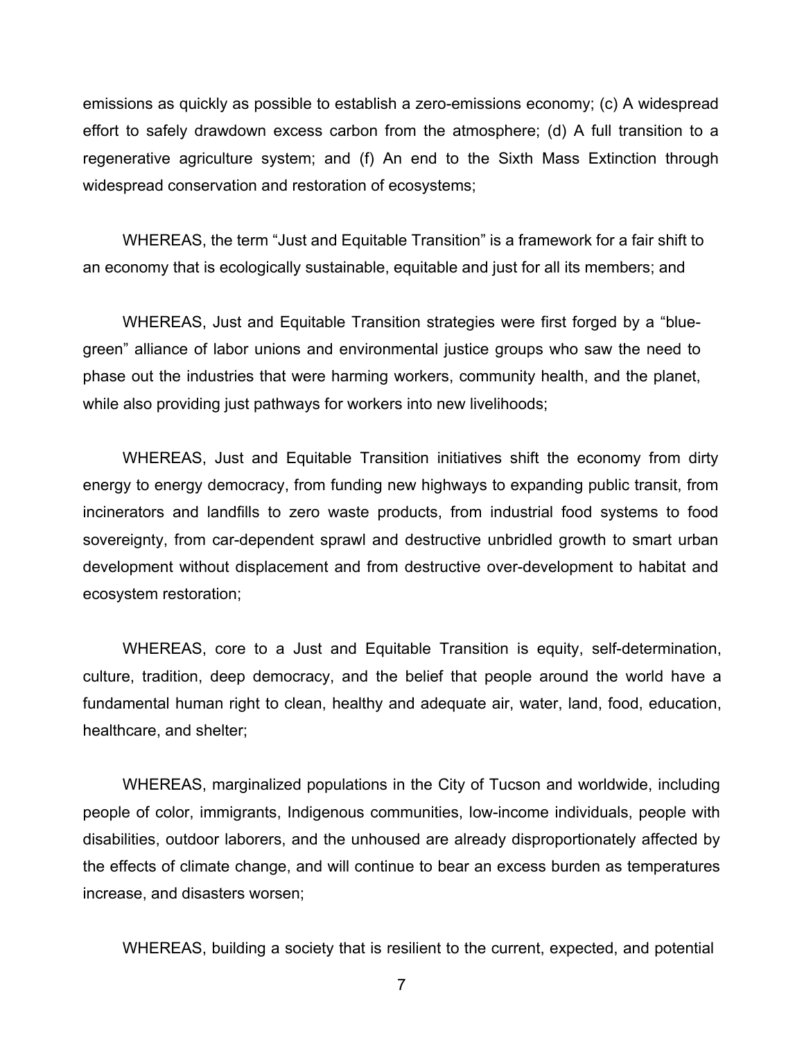emissions as quickly as possible to establish a zero-emissions economy; (c) A widespread effort to safely drawdown excess carbon from the atmosphere; (d) A full transition to a regenerative agriculture system; and (f) An end to the Sixth Mass Extinction through widespread conservation and restoration of ecosystems;

WHEREAS, the term "Just and Equitable Transition" is a framework for a fair shift to an economy that is ecologically sustainable, equitable and just for all its members; and

WHEREAS, Just and Equitable Transition strategies were first forged by a "blue-green" alliance of labor unions and environmental justice groups who saw the need to phase out the industries that were harming workers, community health, and the planet, while also providing just pathways for workers into new livelihoods;

WHEREAS, Just and Equitable Transition initiatives shift the economy from dirty energy to energy democracy, from funding new highways to expanding public transit, from incinerators and landfills to zero waste products, from industrial food systems to food sovereignty, from car-dependent sprawl and destructive unbridled growth to smart urban development without displacement and from destructive over-development to habitat and ecosystem restoration;

WHEREAS, core to a Just and Equitable Transition is equity, self-determination, culture, tradition, deep democracy, and the belief that people around the world have a fundamental human right to clean, healthy and adequate air, water, land, food, education, healthcare, and shelter;

WHEREAS, marginalized populations in the City of Tucson and worldwide, including people of color, immigrants, Indigenous communities, low-income individuals, people with disabilities, outdoor laborers, and the unhoused are already disproportionately affected by the effects of climate change, and will continue to bear an excess burden as temperatures increase, and disasters worsen;

WHEREAS, building a society that is resilient to the current, expected, and potential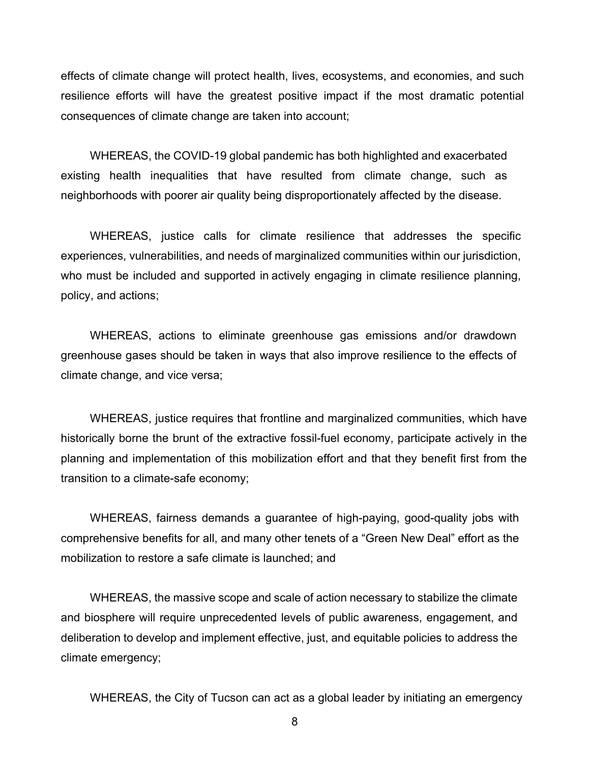effects of climate change will protect health, lives, ecosystems, and economies, and such resilience efforts will have the greatest positive impact if the most dramatic potential consequences of climate change are taken into account;

WHEREAS, the COVID-19 global pandemic has both highlighted and exacerbated existing health inequalities that have resulted from climate change, such as neighborhoods with poorer air quality being disproportionately affected by the disease.

WHEREAS, justice calls for climate resilience that addresses the specific experiences, vulnerabilities, and needs of marginalized communities within our jurisdiction, who must be included and supported in actively engaging in climate resilience planning, policy, and actions;

WHEREAS, actions to eliminate greenhouse gas emissions and/or drawdown greenhouse gases should be taken in ways that also improve resilience to the effects of climate change, and vice versa;

WHEREAS, justice requires that frontline and marginalized communities, which have historically borne the brunt of the extractive fossil-fuel economy, participate actively in the planning and implementation of this mobilization effort and that they benefit first from the transition to a climate-safe economy;

WHEREAS, fairness demands a guarantee of high-paying, good-quality jobs with comprehensive benefits for all, and many other tenets of a "Green New Deal" effort as the mobilization to restore a safe climate is launched; and

WHEREAS, the massive scope and scale of action necessary to stabilize the climate and biosphere will require unprecedented levels of public awareness, engagement, and deliberation to develop and implement effective, just, and equitable policies to address the climate emergency;

WHEREAS, the City of Tucson can act as a global leader by initiating an emergency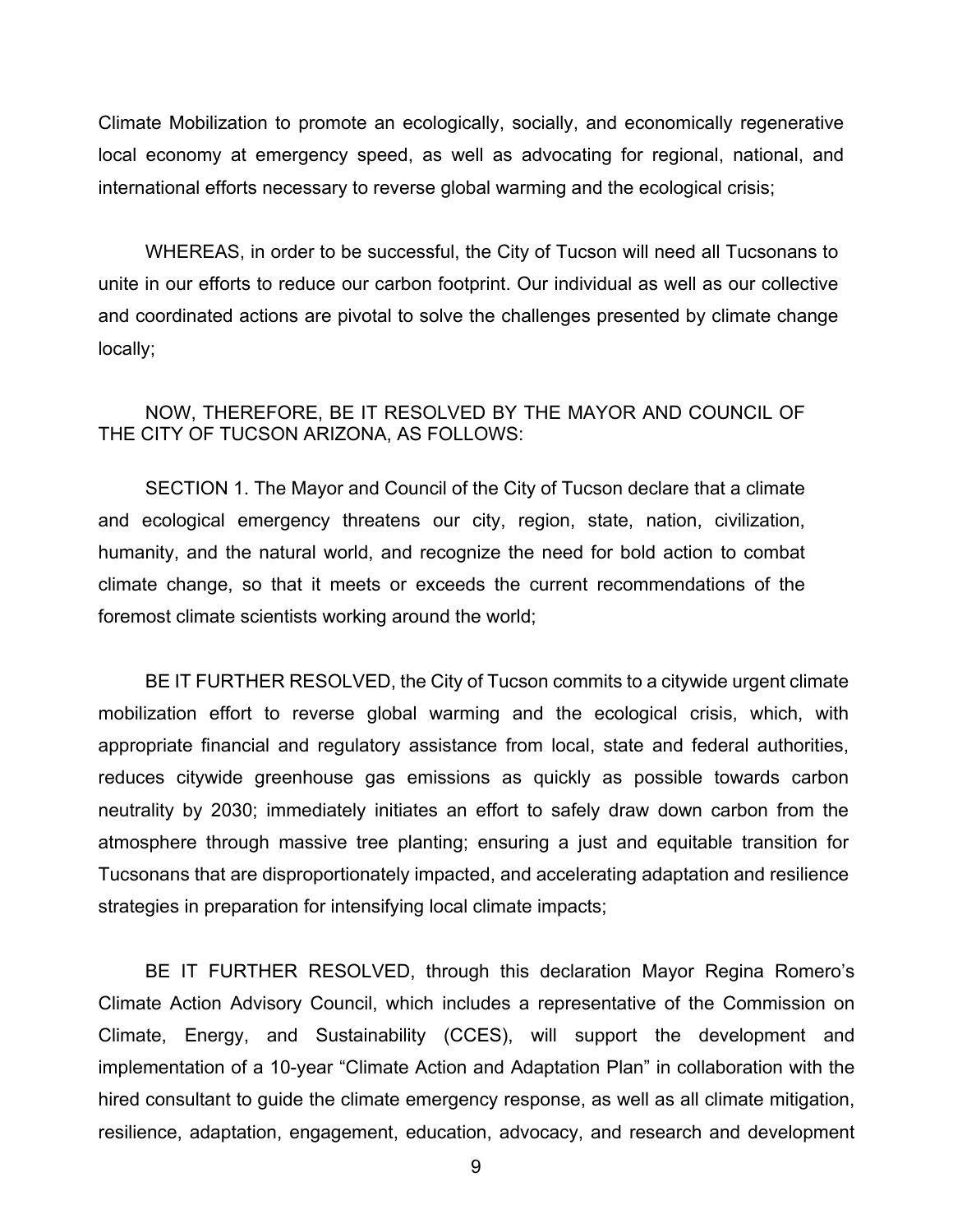Climate Mobilization to promote an ecologically, socially, and economically regenerative local economy at emergency speed, as well as advocating for regional, national, and international efforts necessary to reverse global warming and the ecological crisis;

WHEREAS, in order to be successful, the City of Tucson will need all Tucsonans to unite in our efforts to reduce our carbon footprint. Our individual as well as our collective and coordinated actions are pivotal to solve the challenges presented by climate change locally;

NOW, THEREFORE, BE IT RESOLVED BY THE MAYOR AND COUNCIL OF THE CITY OF TUCSON ARIZONA, AS FOLLOWS:

SECTION 1. The Mayor and Council of the City of Tucson declare that a climate and ecological emergency threatens our city, region, state, nation, civilization, humanity, and the natural world, and recognize the need for bold action to combat climate change, so that it meets or exceeds the current recommendations of the foremost climate scientists working around the world;

BE IT FURTHER RESOLVED, the City of Tucson commits to a citywide urgent climate mobilization effort to reverse global warming and the ecological crisis, which, with appropriate financial and regulatory assistance from local, state and federal authorities, reduces citywide greenhouse gas emissions as quickly as possible towards carbon neutrality by 2030; immediately initiates an effort to safely draw down carbon from the atmosphere through massive tree planting; ensuring a just and equitable transition for Tucsonans that are disproportionately impacted, and accelerating adaptation and resilience strategies in preparation for intensifying local climate impacts;

BE IT FURTHER RESOLVED, through this declaration Mayor Regina Romero's Climate Action Advisory Council, which includes a representative of the Commission on Climate, Energy, and Sustainability (CCES), will support the development and implementation of a 10-year "Climate Action and Adaptation Plan" in collaboration with the hired consultant to guide the climate emergency response, as well as all climate mitigation, resilience, adaptation, engagement, education, advocacy, and research and development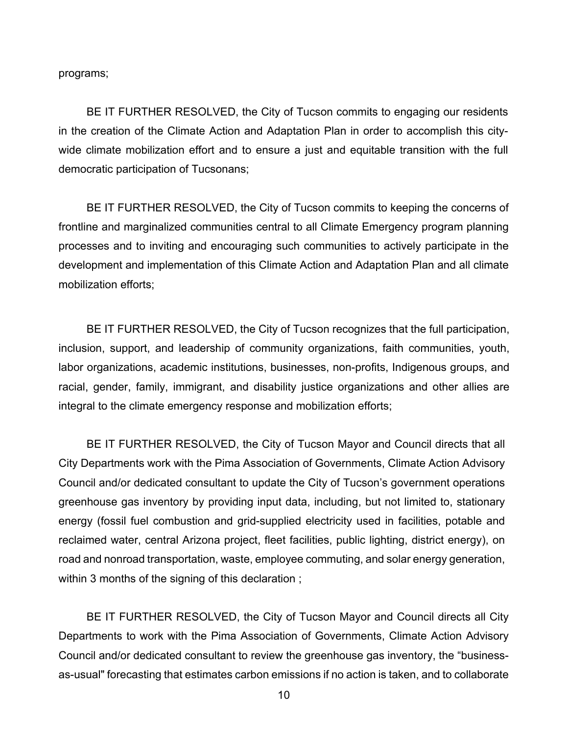programs;

BE IT FURTHER RESOLVED, the City of Tucson commits to engaging our residents in the creation of the Climate Action and Adaptation Plan in order to accomplish this city-wide climate mobilization effort and to ensure a just and equitable transition with the full democratic participation of Tucsonans;

BE IT FURTHER RESOLVED, the City of Tucson commits to keeping the concerns of frontline and marginalized communities central to all Climate Emergency program planning processes and to inviting and encouraging such communities to actively participate in the development and implementation of this Climate Action and Adaptation Plan and all climate mobilization efforts;

BE IT FURTHER RESOLVED, the City of Tucson recognizes that the full participation, inclusion, support, and leadership of community organizations, faith communities, youth, labor organizations, academic institutions, businesses, non-profits, Indigenous groups, and racial, gender, family, immigrant, and disability justice organizations and other allies are integral to the climate emergency response and mobilization efforts;

BE IT FURTHER RESOLVED, the City of Tucson Mayor and Council directs that all City Departments work with the Pima Association of Governments, Climate Action Advisory Council and/or dedicated consultant to update the City of Tucson's government operations greenhouse gas inventory by providing input data, including, but not limited to, stationary energy (fossil fuel combustion and grid-supplied electricity used in facilities, potable and reclaimed water, central Arizona project, fleet facilities, public lighting, district energy), on road and nonroad transportation, waste, employee commuting, and solar energy generation, within 3 months of the signing of this declaration ;

BE IT FURTHER RESOLVED, the City of Tucson Mayor and Council directs all City Departments to work with the Pima Association of Governments, Climate Action Advisory Council and/or dedicated consultant to review the greenhouse gas inventory, the "business-as-usual" forecasting that estimates carbon emissions if no action is taken, and to collaborate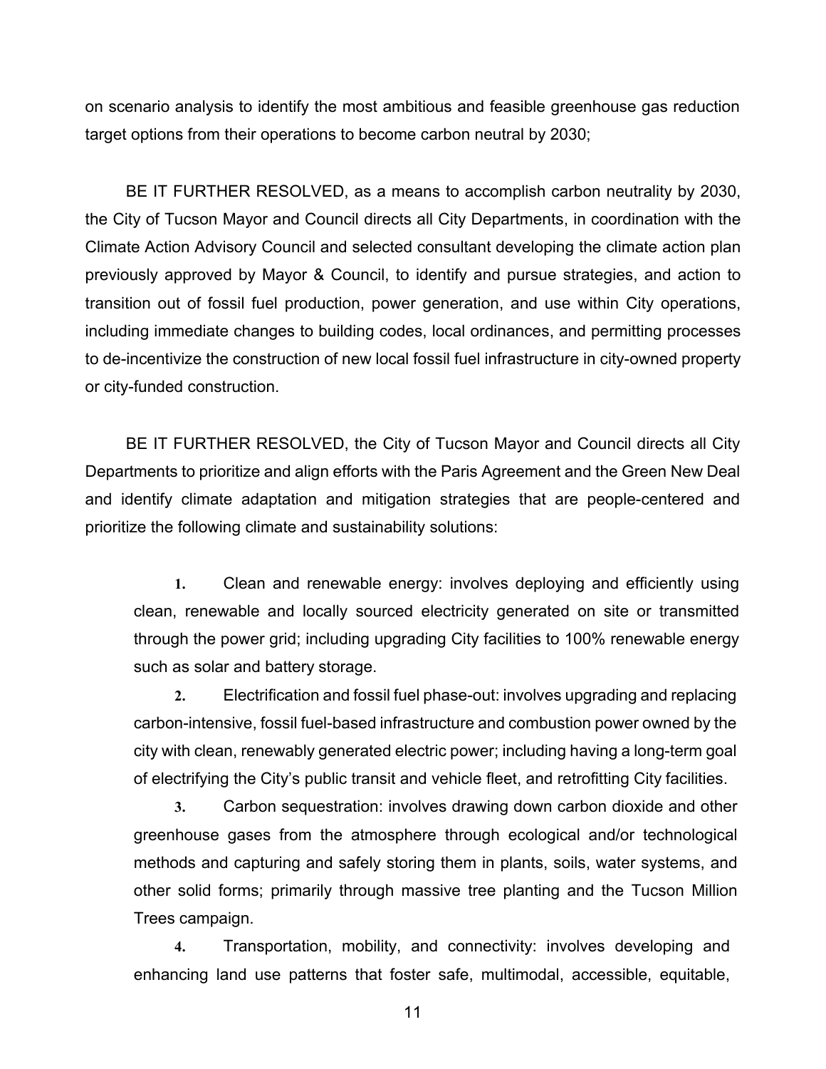on scenario analysis to identify the most ambitious and feasible greenhouse gas reduction target options from their operations to become carbon neutral by 2030;

BE IT FURTHER RESOLVED, as a means to accomplish carbon neutrality by 2030, the City of Tucson Mayor and Council directs all City Departments, in coordination with the Climate Action Advisory Council and selected consultant developing the climate action plan previously approved by Mayor & Council, to identify and pursue strategies, and action to transition out of fossil fuel production, power generation, and use within City operations, including immediate changes to building codes, local ordinances, and permitting processes to de-incentivize the construction of new local fossil fuel infrastructure in city-owned property or city-funded construction.

BE IT FURTHER RESOLVED, the City of Tucson Mayor and Council directs all City Departments to prioritize and align efforts with the Paris Agreement and the Green New Deal and identify climate adaptation and mitigation strategies that are people-centered and prioritize the following climate and sustainability solutions:

1. Clean and renewable energy: involves deploying and efficiently using clean, renewable and locally sourced electricity generated on site or transmitted through the power grid; including upgrading City facilities to 100% renewable energy such as solar and battery storage.
2. Electrification and fossil fuel phase-out: involves upgrading and replacing carbon-intensive, fossil fuel-based infrastructure and combustion power owned by the city with clean, renewably generated electric power; including having a long-term goal of electrifying the City's public transit and vehicle fleet, and retrofitting City facilities.
3. Carbon sequestration: involves drawing down carbon dioxide and other greenhouse gases from the atmosphere through ecological and/or technological methods and capturing and safely storing them in plants, soils, water systems, and other solid forms; primarily through massive tree planting and the Tucson Million Trees campaign.
4. Transportation, mobility, and connectivity: involves developing and enhancing land use patterns that foster safe, multimodal, accessible, equitable,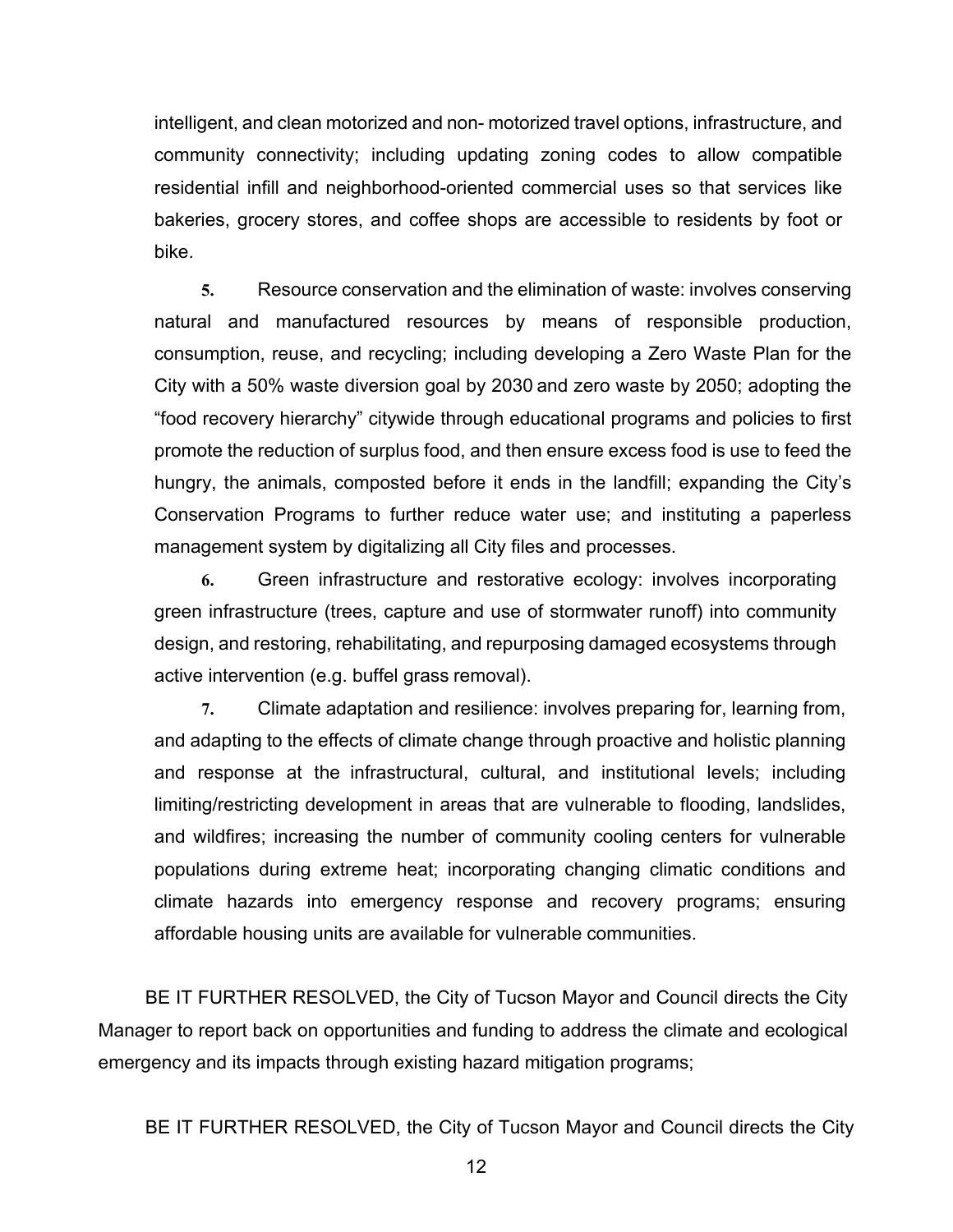intelligent, and clean motorized and non- motorized travel options, infrastructure, and community connectivity; including updating zoning codes to allow compatible residential infill and neighborhood-oriented commercial uses so that services like bakeries, grocery stores, and coffee shops are accessible to residents by foot or bike.

**5.** Resource conservation and the elimination of waste: involves conserving natural and manufactured resources by means of responsible production, consumption, reuse, and recycling; including developing a Zero Waste Plan for the City with a 50% waste diversion goal by 2030 and zero waste by 2050; adopting the "food recovery hierarchy" citywide through educational programs and policies to first promote the reduction of surplus food, and then ensure excess food is use to feed the hungry, the animals, composted before it ends in the landfill; expanding the City's Conservation Programs to further reduce water use; and instituting a paperless management system by digitalizing all City files and processes.

**6.** Green infrastructure and restorative ecology: involves incorporating green infrastructure (trees, capture and use of stormwater runoff) into community design, and restoring, rehabilitating, and repurposing damaged ecosystems through active intervention (e.g. buffel grass removal).

**7.** Climate adaptation and resilience: involves preparing for, learning from, and adapting to the effects of climate change through proactive and holistic planning and response at the infrastructural, cultural, and institutional levels; including limiting/restricting development in areas that are vulnerable to flooding, landslides, and wildfires; increasing the number of community cooling centers for vulnerable populations during extreme heat; incorporating changing climatic conditions and climate hazards into emergency response and recovery programs; ensuring affordable housing units are available for vulnerable communities.

BE IT FURTHER RESOLVED, the City of Tucson Mayor and Council directs the City Manager to report back on opportunities and funding to address the climate and ecological emergency and its impacts through existing hazard mitigation programs;

BE IT FURTHER RESOLVED, the City of Tucson Mayor and Council directs the City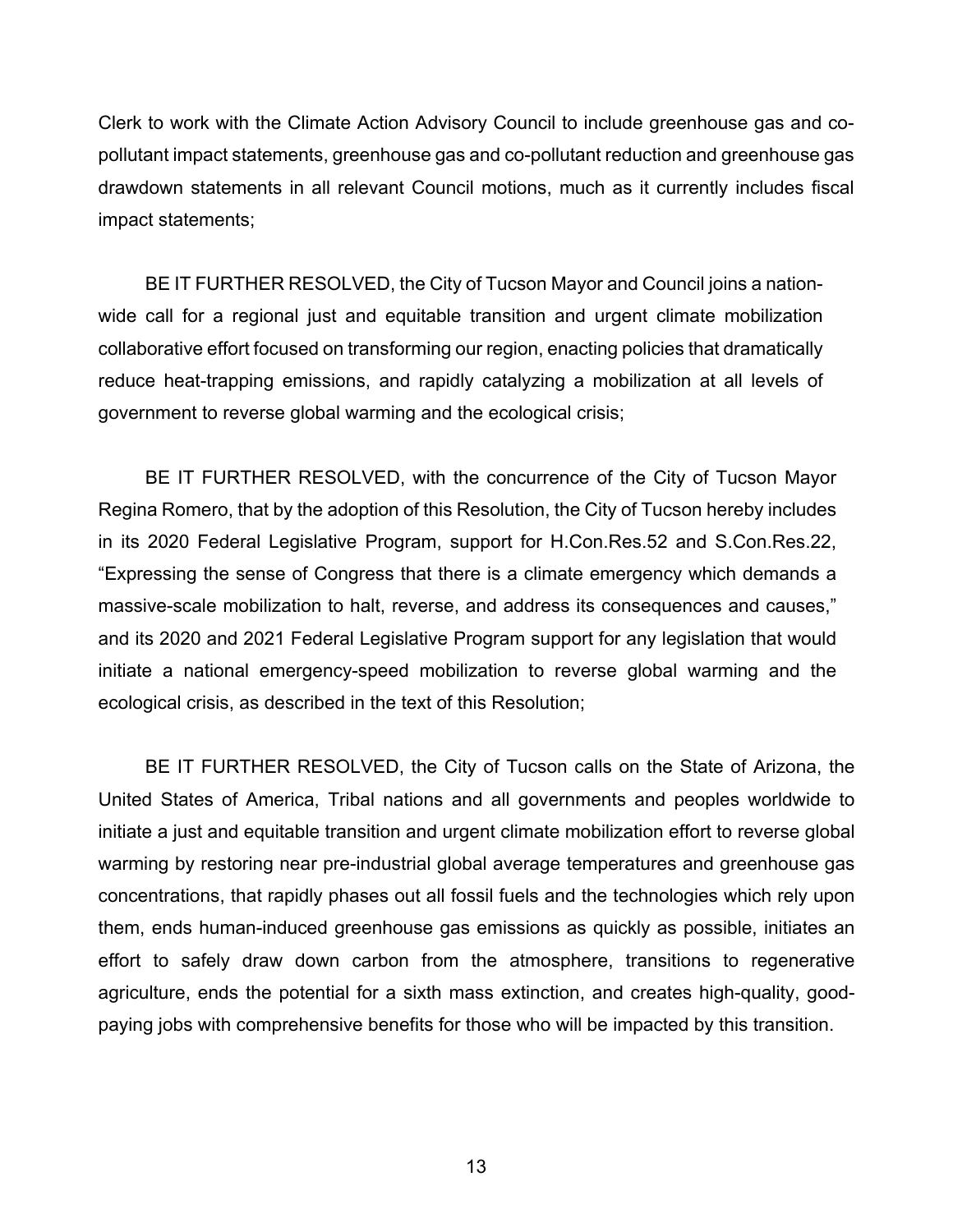Clerk to work with the Climate Action Advisory Council to include greenhouse gas and co-pollutant impact statements, greenhouse gas and co-pollutant reduction and greenhouse gas drawdown statements in all relevant Council motions, much as it currently includes fiscal impact statements;

BE IT FURTHER RESOLVED, the City of Tucson Mayor and Council joins a nation-wide call for a regional just and equitable transition and urgent climate mobilization collaborative effort focused on transforming our region, enacting policies that dramatically reduce heat-trapping emissions, and rapidly catalyzing a mobilization at all levels of government to reverse global warming and the ecological crisis;

BE IT FURTHER RESOLVED, with the concurrence of the City of Tucson Mayor Regina Romero, that by the adoption of this Resolution, the City of Tucson hereby includes in its 2020 Federal Legislative Program, support for H.Con.Res.52 and S.Con.Res.22, "Expressing the sense of Congress that there is a climate emergency which demands a massive-scale mobilization to halt, reverse, and address its consequences and causes," and its 2020 and 2021 Federal Legislative Program support for any legislation that would initiate a national emergency-speed mobilization to reverse global warming and the ecological crisis, as described in the text of this Resolution;

BE IT FURTHER RESOLVED, the City of Tucson calls on the State of Arizona, the United States of America, Tribal nations and all governments and peoples worldwide to initiate a just and equitable transition and urgent climate mobilization effort to reverse global warming by restoring near pre-industrial global average temperatures and greenhouse gas concentrations, that rapidly phases out all fossil fuels and the technologies which rely upon them, ends human-induced greenhouse gas emissions as quickly as possible, initiates an effort to safely draw down carbon from the atmosphere, transitions to regenerative agriculture, ends the potential for a sixth mass extinction, and creates high-quality, good-paying jobs with comprehensive benefits for those who will be impacted by this transition.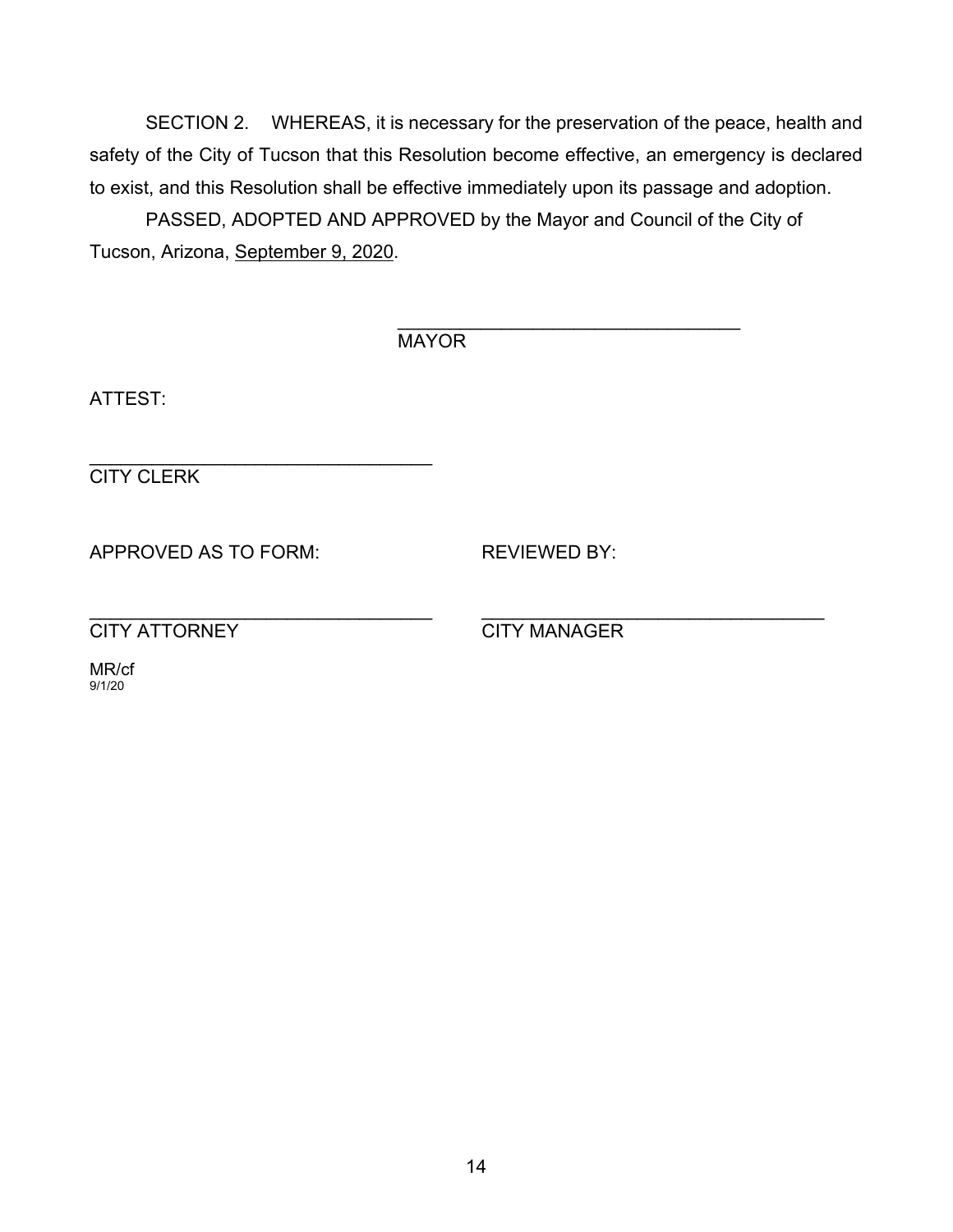SECTION 2. WHEREAS, it is necessary for the preservation of the peace, health and safety of the City of Tucson that this Resolution become effective, an emergency is declared to exist, and this Resolution shall be effective immediately upon its passage and adoption.

PASSED, ADOPTED AND APPROVED by the Mayor and Council of the City of Tucson, Arizona, September 9, 2020.

\_\_\_\_\_\_\_\_\_\_\_\_\_\_\_\_\_\_\_\_\_\_\_\_\_\_\_\_\_\_\_\_\_\_\_\_
MAYOR

ATTEST:

\_\_\_\_\_\_\_\_\_\_\_\_\_\_\_\_\_\_\_\_\_\_\_\_\_\_\_\_\_\_\_\_\_\_\_\_
CITY CLERK

| | |
|---|---|
| APPROVED AS TO FORM: | REVIEWED BY: |
| \_\_\_\_\_\_\_\_\_\_\_\_\_\_\_\_\_\_\_\_\_\_\_\_\_\_\_\_\_\_\_\_\_\_\_\_ | \_\_\_\_\_\_\_\_\_\_\_\_\_\_\_\_\_\_\_\_\_\_\_\_\_\_\_\_\_\_\_\_\_\_\_\_ |
| CITY ATTORNEY | CITY MANAGER |

MR/cf
9/1/20